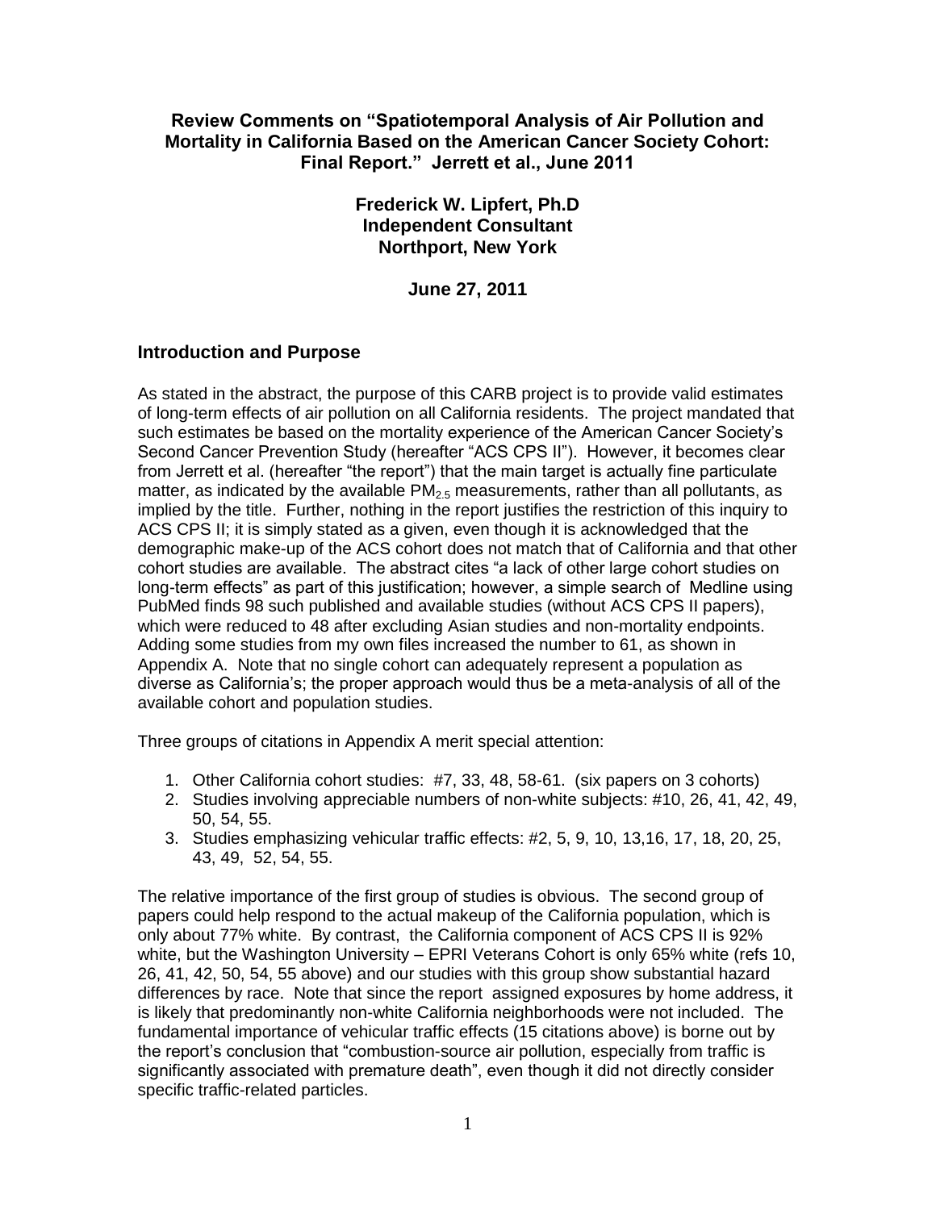# Review Comments on "Spatiotemporal Analysis of Air Pollution and Mortality in California Based on the American Cancer Society Cohort: Final Report." Jerrett et al., June 2011

**Frederick W. Lipfert, Ph.D**
**Independent Consultant**
**Northport, New York**

**June 27, 2011**

## Introduction and Purpose

As stated in the abstract, the purpose of this CARB project is to provide valid estimates of long-term effects of air pollution on all California residents. The project mandated that such estimates be based on the mortality experience of the American Cancer Society's Second Cancer Prevention Study (hereafter "ACS CPS II"). However, it becomes clear from Jerrett et al. (hereafter "the report") that the main target is actually fine particulate matter, as indicated by the available $PM_{2.5}$ measurements, rather than all pollutants, as implied by the title. Further, nothing in the report justifies the restriction of this inquiry to ACS CPS II; it is simply stated as a given, even though it is acknowledged that the demographic make-up of the ACS cohort does not match that of California and that other cohort studies are available. The abstract cites "a lack of other large cohort studies on long-term effects" as part of this justification; however, a simple search of Medline using PubMed finds 98 such published and available studies (without ACS CPS II papers), which were reduced to 48 after excluding Asian studies and non-mortality endpoints. Adding some studies from my own files increased the number to 61, as shown in Appendix A. Note that no single cohort can adequately represent a population as diverse as California's; the proper approach would thus be a meta-analysis of all of the available cohort and population studies.

Three groups of citations in Appendix A merit special attention:

1. Other California cohort studies: #7, 33, 48, 58-61. (six papers on 3 cohorts)
2. Studies involving appreciable numbers of non-white subjects: #10, 26, 41, 42, 49, 50, 54, 55.
3. Studies emphasizing vehicular traffic effects: #2, 5, 9, 10, 13,16, 17, 18, 20, 25, 43, 49, 52, 54, 55.

The relative importance of the first group of studies is obvious. The second group of papers could help respond to the actual makeup of the California population, which is only about 77% white. By contrast, the California component of ACS CPS II is 92% white, but the Washington University – EPRI Veterans Cohort is only 65% white (refs 10, 26, 41, 42, 50, 54, 55 above) and our studies with this group show substantial hazard differences by race. Note that since the report assigned exposures by home address, it is likely that predominantly non-white California neighborhoods were not included. The fundamental importance of vehicular traffic effects (15 citations above) is borne out by the report's conclusion that "combustion-source air pollution, especially from traffic is significantly associated with premature death", even though it did not directly consider specific traffic-related particles.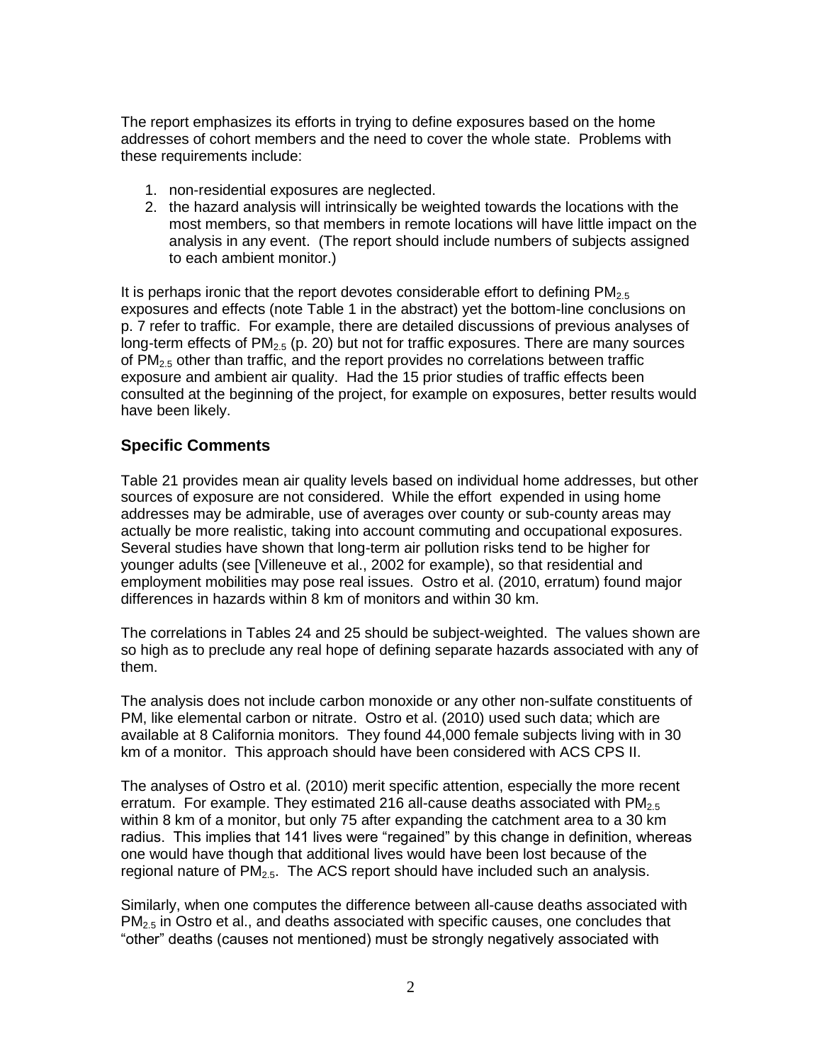The report emphasizes its efforts in trying to define exposures based on the home addresses of cohort members and the need to cover the whole state. Problems with these requirements include:

1. non-residential exposures are neglected.
2. the hazard analysis will intrinsically be weighted towards the locations with the most members, so that members in remote locations will have little impact on the analysis in any event. (The report should include numbers of subjects assigned to each ambient monitor.)

It is perhaps ironic that the report devotes considerable effort to defining $PM_{2.5}$ exposures and effects (note Table 1 in the abstract) yet the bottom-line conclusions on p. 7 refer to traffic. For example, there are detailed discussions of previous analyses of long-term effects of $PM_{2.5}$ (p. 20) but not for traffic exposures. There are many sources of $PM_{2.5}$ other than traffic, and the report provides no correlations between traffic exposure and ambient air quality. Had the 15 prior studies of traffic effects been consulted at the beginning of the project, for example on exposures, better results would have been likely.

## Specific Comments

Table 21 provides mean air quality levels based on individual home addresses, but other sources of exposure are not considered. While the effort expended in using home addresses may be admirable, use of averages over county or sub-county areas may actually be more realistic, taking into account commuting and occupational exposures. Several studies have shown that long-term air pollution risks tend to be higher for younger adults (see [Villeneuve et al., 2002 for example), so that residential and employment mobilities may pose real issues. Ostro et al. (2010, erratum) found major differences in hazards within 8 km of monitors and within 30 km.

The correlations in Tables 24 and 25 should be subject-weighted. The values shown are so high as to preclude any real hope of defining separate hazards associated with any of them.

The analysis does not include carbon monoxide or any other non-sulfate constituents of PM, like elemental carbon or nitrate. Ostro et al. (2010) used such data; which are available at 8 California monitors. They found 44,000 female subjects living with in 30 km of a monitor. This approach should have been considered with ACS CPS II.

The analyses of Ostro et al. (2010) merit specific attention, especially the more recent erratum. For example. They estimated 216 all-cause deaths associated with $PM_{2.5}$ within 8 km of a monitor, but only 75 after expanding the catchment area to a 30 km radius. This implies that 141 lives were "regained" by this change in definition, whereas one would have though that additional lives would have been lost because of the regional nature of $PM_{2.5}$. The ACS report should have included such an analysis.

Similarly, when one computes the difference between all-cause deaths associated with $PM_{2.5}$ in Ostro et al., and deaths associated with specific causes, one concludes that "other" deaths (causes not mentioned) must be strongly negatively associated with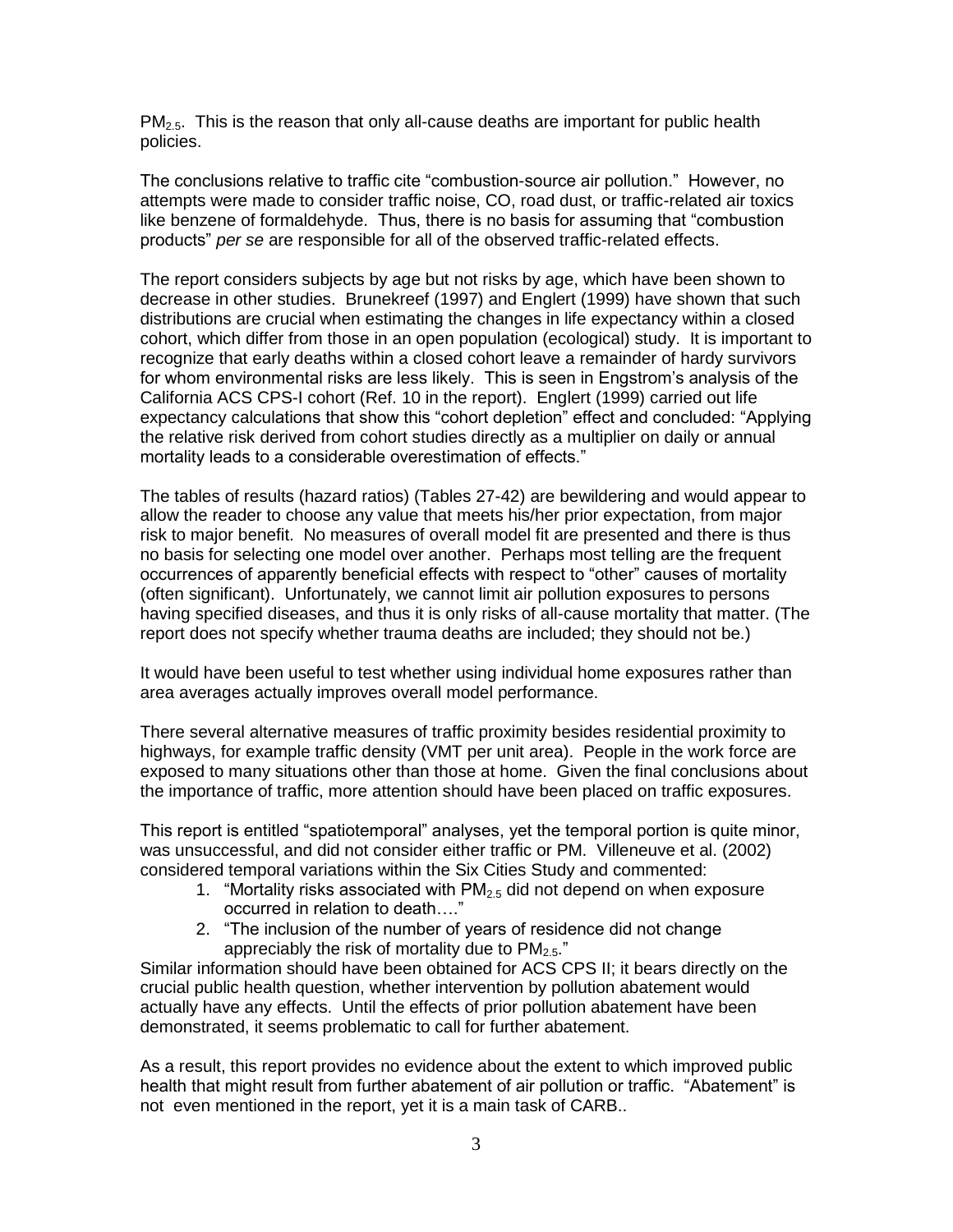$PM_{2.5}$. This is the reason that only all-cause deaths are important for public health policies.

The conclusions relative to traffic cite "combustion-source air pollution." However, no attempts were made to consider traffic noise, CO, road dust, or traffic-related air toxics like benzene of formaldehyde. Thus, there is no basis for assuming that "combustion products" *per se* are responsible for all of the observed traffic-related effects.

The report considers subjects by age but not risks by age, which have been shown to decrease in other studies. Brunekreef (1997) and Englert (1999) have shown that such distributions are crucial when estimating the changes in life expectancy within a closed cohort, which differ from those in an open population (ecological) study. It is important to recognize that early deaths within a closed cohort leave a remainder of hardy survivors for whom environmental risks are less likely. This is seen in Engstrom's analysis of the California ACS CPS-I cohort (Ref. 10 in the report). Englert (1999) carried out life expectancy calculations that show this "cohort depletion" effect and concluded: "Applying the relative risk derived from cohort studies directly as a multiplier on daily or annual mortality leads to a considerable overestimation of effects."

The tables of results (hazard ratios) (Tables 27-42) are bewildering and would appear to allow the reader to choose any value that meets his/her prior expectation, from major risk to major benefit. No measures of overall model fit are presented and there is thus no basis for selecting one model over another. Perhaps most telling are the frequent occurrences of apparently beneficial effects with respect to "other" causes of mortality (often significant). Unfortunately, we cannot limit air pollution exposures to persons having specified diseases, and thus it is only risks of all-cause mortality that matter. (The report does not specify whether trauma deaths are included; they should not be.)

It would have been useful to test whether using individual home exposures rather than area averages actually improves overall model performance.

There several alternative measures of traffic proximity besides residential proximity to highways, for example traffic density (VMT per unit area). People in the work force are exposed to many situations other than those at home. Given the final conclusions about the importance of traffic, more attention should have been placed on traffic exposures.

This report is entitled "spatiotemporal" analyses, yet the temporal portion is quite minor, was unsuccessful, and did not consider either traffic or PM. Villeneuve et al. (2002) considered temporal variations within the Six Cities Study and commented:

1. "Mortality risks associated with $PM_{2.5}$ did not depend on when exposure occurred in relation to death…."
2. "The inclusion of the number of years of residence did not change appreciably the risk of mortality due to $PM_{2.5}$."

Similar information should have been obtained for ACS CPS II; it bears directly on the crucial public health question, whether intervention by pollution abatement would actually have any effects. Until the effects of prior pollution abatement have been demonstrated, it seems problematic to call for further abatement.

As a result, this report provides no evidence about the extent to which improved public health that might result from further abatement of air pollution or traffic. "Abatement" is not even mentioned in the report, yet it is a main task of CARB..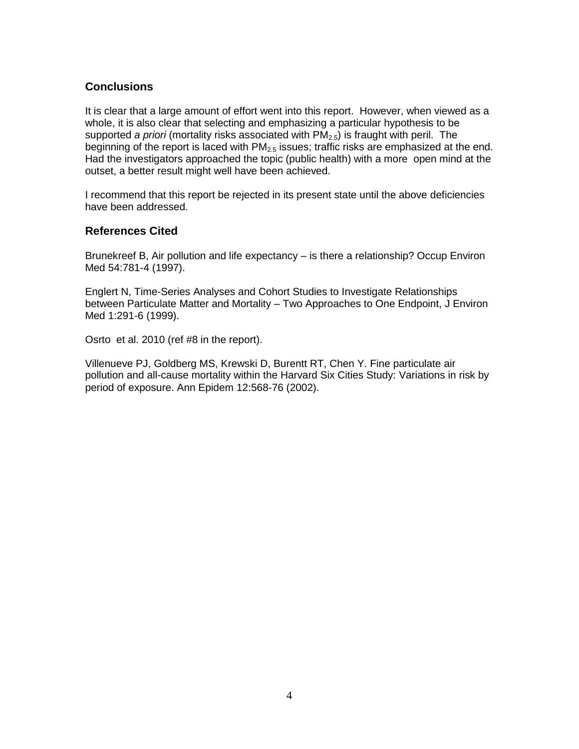## Conclusions

It is clear that a large amount of effort went into this report. However, when viewed as a whole, it is also clear that selecting and emphasizing a particular hypothesis to be supported *a priori* (mortality risks associated with $PM_{2.5}$) is fraught with peril. The beginning of the report is laced with $PM_{2.5}$ issues; traffic risks are emphasized at the end. Had the investigators approached the topic (public health) with a more open mind at the outset, a better result might well have been achieved.

I recommend that this report be rejected in its present state until the above deficiencies have been addressed.

## References Cited

Brunekreef B, Air pollution and life expectancy – is there a relationship? Occup Environ Med 54:781-4 (1997).

Englert N, Time-Series Analyses and Cohort Studies to Investigate Relationships between Particulate Matter and Mortality – Two Approaches to One Endpoint, J Environ Med 1:291-6 (1999).

Osrto et al. 2010 (ref #8 in the report).

Villenueve PJ, Goldberg MS, Krewski D, Burentt RT, Chen Y. Fine particulate air pollution and all-cause mortality within the Harvard Six Cities Study: Variations in risk by period of exposure. Ann Epidem 12:568-76 (2002).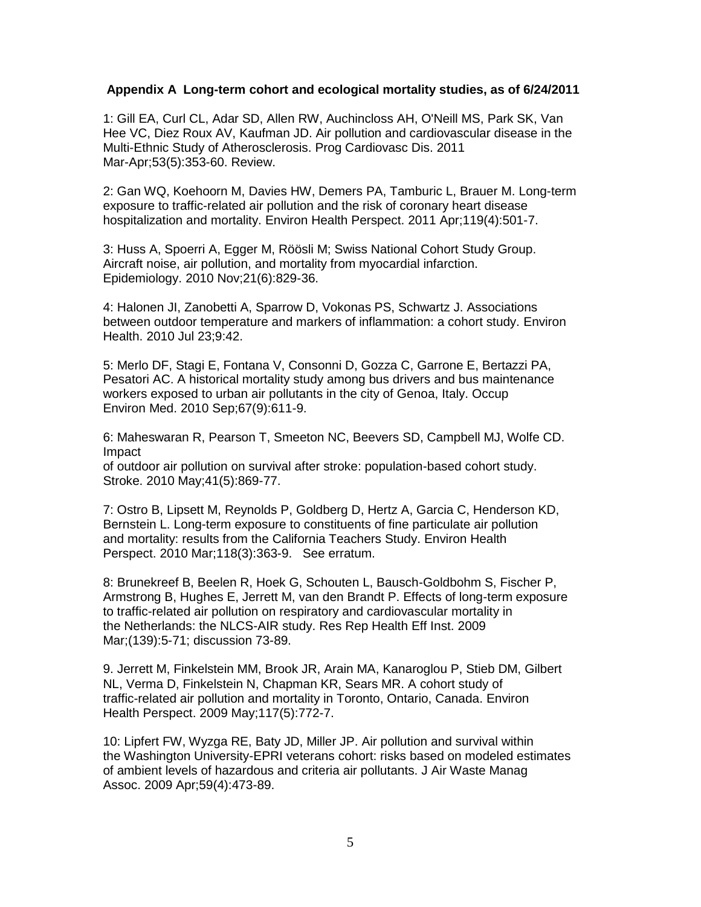**Appendix A Long-term cohort and ecological mortality studies, as of 6/24/2011**

1: Gill EA, Curl CL, Adar SD, Allen RW, Auchincloss AH, O'Neill MS, Park SK, Van Hee VC, Diez Roux AV, Kaufman JD. Air pollution and cardiovascular disease in the Multi-Ethnic Study of Atherosclerosis. Prog Cardiovasc Dis. 2011 Mar-Apr;53(5):353-60. Review.

2: Gan WQ, Koehoorn M, Davies HW, Demers PA, Tamburic L, Brauer M. Long-term exposure to traffic-related air pollution and the risk of coronary heart disease hospitalization and mortality. Environ Health Perspect. 2011 Apr;119(4):501-7.

3: Huss A, Spoerri A, Egger M, Röösli M; Swiss National Cohort Study Group. Aircraft noise, air pollution, and mortality from myocardial infarction. Epidemiology. 2010 Nov;21(6):829-36.

4: Halonen JI, Zanobetti A, Sparrow D, Vokonas PS, Schwartz J. Associations between outdoor temperature and markers of inflammation: a cohort study. Environ Health. 2010 Jul 23;9:42.

5: Merlo DF, Stagi E, Fontana V, Consonni D, Gozza C, Garrone E, Bertazzi PA, Pesatori AC. A historical mortality study among bus drivers and bus maintenance workers exposed to urban air pollutants in the city of Genoa, Italy. Occup Environ Med. 2010 Sep;67(9):611-9.

6: Maheswaran R, Pearson T, Smeeton NC, Beevers SD, Campbell MJ, Wolfe CD. Impact of outdoor air pollution on survival after stroke: population-based cohort study. Stroke. 2010 May;41(5):869-77.

7: Ostro B, Lipsett M, Reynolds P, Goldberg D, Hertz A, Garcia C, Henderson KD, Bernstein L. Long-term exposure to constituents of fine particulate air pollution and mortality: results from the California Teachers Study. Environ Health Perspect. 2010 Mar;118(3):363-9. See erratum.

8: Brunekreef B, Beelen R, Hoek G, Schouten L, Bausch-Goldbohm S, Fischer P, Armstrong B, Hughes E, Jerrett M, van den Brandt P. Effects of long-term exposure to traffic-related air pollution on respiratory and cardiovascular mortality in the Netherlands: the NLCS-AIR study. Res Rep Health Eff Inst. 2009 Mar;(139):5-71; discussion 73-89.

9. Jerrett M, Finkelstein MM, Brook JR, Arain MA, Kanaroglou P, Stieb DM, Gilbert NL, Verma D, Finkelstein N, Chapman KR, Sears MR. A cohort study of traffic-related air pollution and mortality in Toronto, Ontario, Canada. Environ Health Perspect. 2009 May;117(5):772-7.

10: Lipfert FW, Wyzga RE, Baty JD, Miller JP. Air pollution and survival within the Washington University-EPRI veterans cohort: risks based on modeled estimates of ambient levels of hazardous and criteria air pollutants. J Air Waste Manag Assoc. 2009 Apr;59(4):473-89.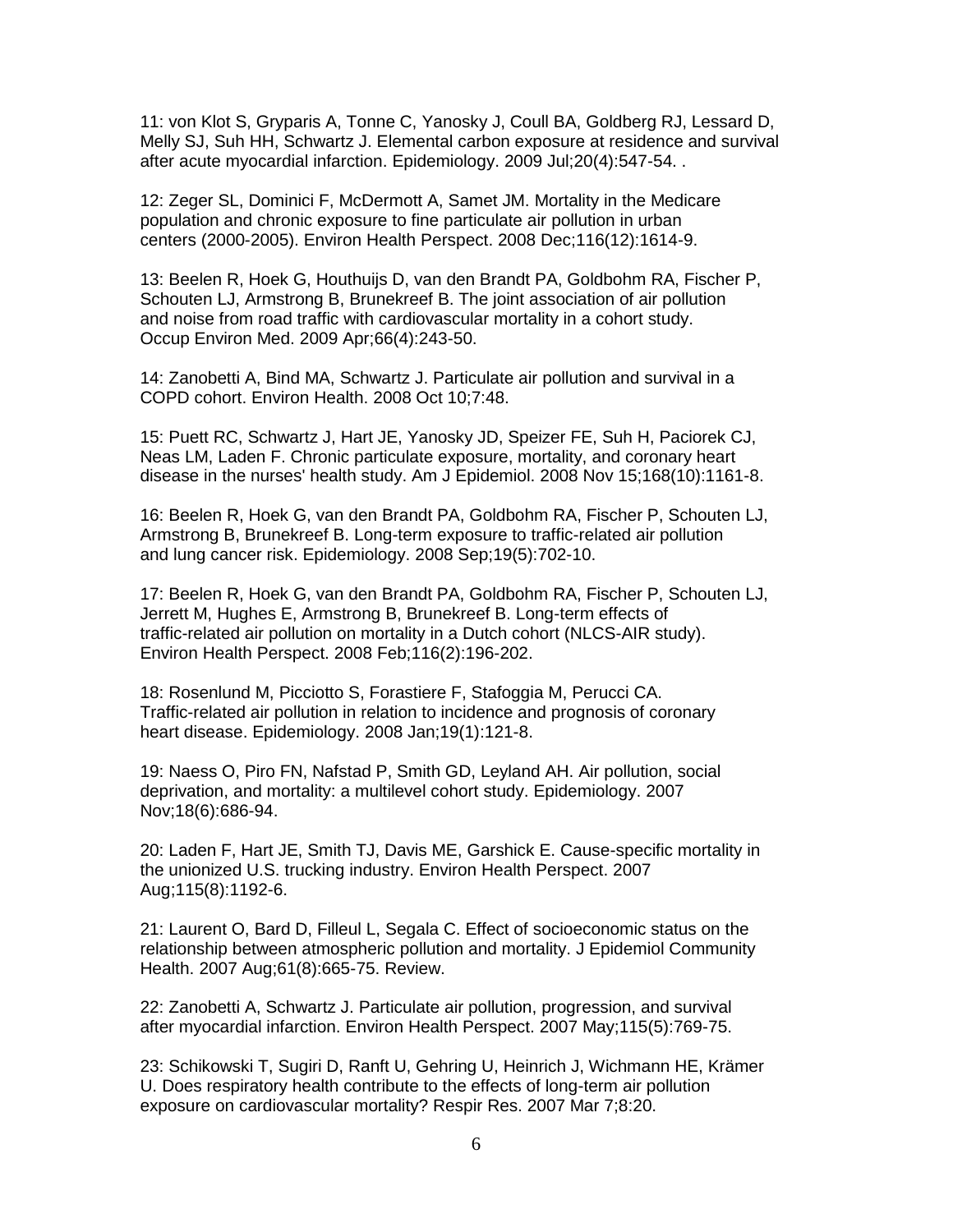11: von Klot S, Gryparis A, Tonne C, Yanosky J, Coull BA, Goldberg RJ, Lessard D, Melly SJ, Suh HH, Schwartz J. Elemental carbon exposure at residence and survival after acute myocardial infarction. Epidemiology. 2009 Jul;20(4):547-54. .

12: Zeger SL, Dominici F, McDermott A, Samet JM. Mortality in the Medicare population and chronic exposure to fine particulate air pollution in urban centers (2000-2005). Environ Health Perspect. 2008 Dec;116(12):1614-9.

13: Beelen R, Hoek G, Houthuijs D, van den Brandt PA, Goldbohm RA, Fischer P, Schouten LJ, Armstrong B, Brunekreef B. The joint association of air pollution and noise from road traffic with cardiovascular mortality in a cohort study. Occup Environ Med. 2009 Apr;66(4):243-50.

14: Zanobetti A, Bind MA, Schwartz J. Particulate air pollution and survival in a COPD cohort. Environ Health. 2008 Oct 10;7:48.

15: Puett RC, Schwartz J, Hart JE, Yanosky JD, Speizer FE, Suh H, Paciorek CJ, Neas LM, Laden F. Chronic particulate exposure, mortality, and coronary heart disease in the nurses' health study. Am J Epidemiol. 2008 Nov 15;168(10):1161-8.

16: Beelen R, Hoek G, van den Brandt PA, Goldbohm RA, Fischer P, Schouten LJ, Armstrong B, Brunekreef B. Long-term exposure to traffic-related air pollution and lung cancer risk. Epidemiology. 2008 Sep;19(5):702-10.

17: Beelen R, Hoek G, van den Brandt PA, Goldbohm RA, Fischer P, Schouten LJ, Jerrett M, Hughes E, Armstrong B, Brunekreef B. Long-term effects of traffic-related air pollution on mortality in a Dutch cohort (NLCS-AIR study). Environ Health Perspect. 2008 Feb;116(2):196-202.

18: Rosenlund M, Picciotto S, Forastiere F, Stafoggia M, Perucci CA. Traffic-related air pollution in relation to incidence and prognosis of coronary heart disease. Epidemiology. 2008 Jan;19(1):121-8.

19: Naess O, Piro FN, Nafstad P, Smith GD, Leyland AH. Air pollution, social deprivation, and mortality: a multilevel cohort study. Epidemiology. 2007 Nov;18(6):686-94.

20: Laden F, Hart JE, Smith TJ, Davis ME, Garshick E. Cause-specific mortality in the unionized U.S. trucking industry. Environ Health Perspect. 2007 Aug;115(8):1192-6.

21: Laurent O, Bard D, Filleul L, Segala C. Effect of socioeconomic status on the relationship between atmospheric pollution and mortality. J Epidemiol Community Health. 2007 Aug;61(8):665-75. Review.

22: Zanobetti A, Schwartz J. Particulate air pollution, progression, and survival after myocardial infarction. Environ Health Perspect. 2007 May;115(5):769-75.

23: Schikowski T, Sugiri D, Ranft U, Gehring U, Heinrich J, Wichmann HE, Krämer U. Does respiratory health contribute to the effects of long-term air pollution exposure on cardiovascular mortality? Respir Res. 2007 Mar 7;8:20.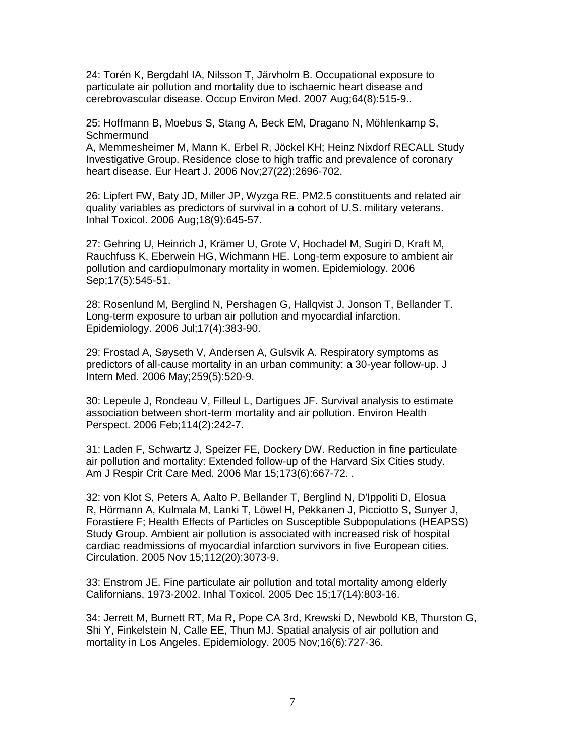24: Torén K, Bergdahl IA, Nilsson T, Järvholm B. Occupational exposure to particulate air pollution and mortality due to ischaemic heart disease and cerebrovascular disease. Occup Environ Med. 2007 Aug;64(8):515-9..

25: Hoffmann B, Moebus S, Stang A, Beck EM, Dragano N, Möhlenkamp S, Schmermund
A, Memmesheimer M, Mann K, Erbel R, Jöckel KH; Heinz Nixdorf RECALL Study Investigative Group. Residence close to high traffic and prevalence of coronary heart disease. Eur Heart J. 2006 Nov;27(22):2696-702.

26: Lipfert FW, Baty JD, Miller JP, Wyzga RE. PM2.5 constituents and related air quality variables as predictors of survival in a cohort of U.S. military veterans. Inhal Toxicol. 2006 Aug;18(9):645-57.

27: Gehring U, Heinrich J, Krämer U, Grote V, Hochadel M, Sugiri D, Kraft M, Rauchfuss K, Eberwein HG, Wichmann HE. Long-term exposure to ambient air pollution and cardiopulmonary mortality in women. Epidemiology. 2006 Sep;17(5):545-51.

28: Rosenlund M, Berglind N, Pershagen G, Hallqvist J, Jonson T, Bellander T. Long-term exposure to urban air pollution and myocardial infarction. Epidemiology. 2006 Jul;17(4):383-90.

29: Frostad A, Søyseth V, Andersen A, Gulsvik A. Respiratory symptoms as predictors of all-cause mortality in an urban community: a 30-year follow-up. J Intern Med. 2006 May;259(5):520-9.

30: Lepeule J, Rondeau V, Filleul L, Dartigues JF. Survival analysis to estimate association between short-term mortality and air pollution. Environ Health Perspect. 2006 Feb;114(2):242-7.

31: Laden F, Schwartz J, Speizer FE, Dockery DW. Reduction in fine particulate air pollution and mortality: Extended follow-up of the Harvard Six Cities study. Am J Respir Crit Care Med. 2006 Mar 15;173(6):667-72. .

32: von Klot S, Peters A, Aalto P, Bellander T, Berglind N, D'Ippoliti D, Elosua R, Hörmann A, Kulmala M, Lanki T, Löwel H, Pekkanen J, Picciotto S, Sunyer J, Forastiere F; Health Effects of Particles on Susceptible Subpopulations (HEAPSS) Study Group. Ambient air pollution is associated with increased risk of hospital cardiac readmissions of myocardial infarction survivors in five European cities. Circulation. 2005 Nov 15;112(20):3073-9.

33: Enstrom JE. Fine particulate air pollution and total mortality among elderly Californians, 1973-2002. Inhal Toxicol. 2005 Dec 15;17(14):803-16.

34: Jerrett M, Burnett RT, Ma R, Pope CA 3rd, Krewski D, Newbold KB, Thurston G, Shi Y, Finkelstein N, Calle EE, Thun MJ. Spatial analysis of air pollution and mortality in Los Angeles. Epidemiology. 2005 Nov;16(6):727-36.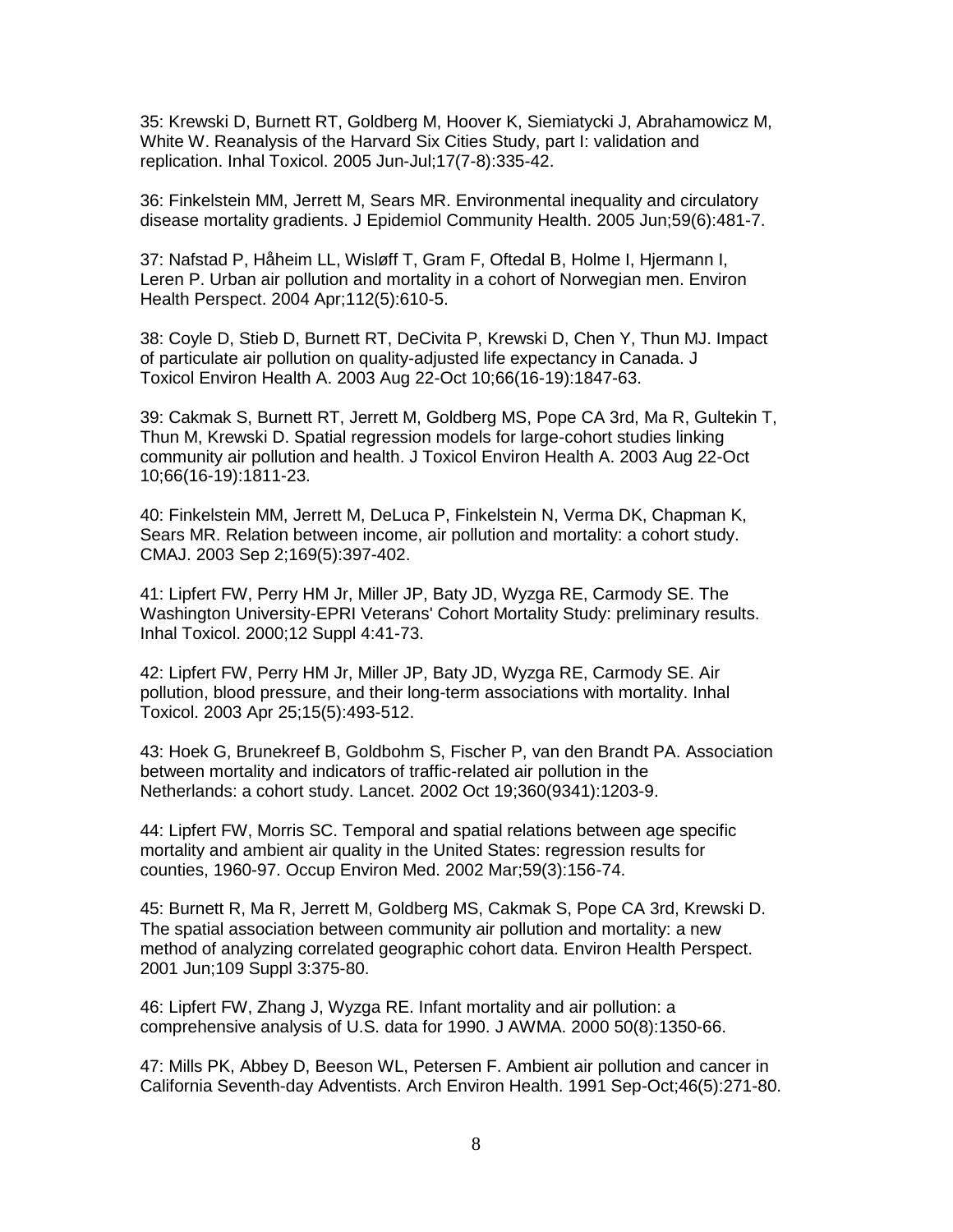35: Krewski D, Burnett RT, Goldberg M, Hoover K, Siemiatycki J, Abrahamowicz M, White W. Reanalysis of the Harvard Six Cities Study, part I: validation and replication. Inhal Toxicol. 2005 Jun-Jul;17(7-8):335-42.

36: Finkelstein MM, Jerrett M, Sears MR. Environmental inequality and circulatory disease mortality gradients. J Epidemiol Community Health. 2005 Jun;59(6):481-7.

37: Nafstad P, Håheim LL, Wisløff T, Gram F, Oftedal B, Holme I, Hjermann I, Leren P. Urban air pollution and mortality in a cohort of Norwegian men. Environ Health Perspect. 2004 Apr;112(5):610-5.

38: Coyle D, Stieb D, Burnett RT, DeCivita P, Krewski D, Chen Y, Thun MJ. Impact of particulate air pollution on quality-adjusted life expectancy in Canada. J Toxicol Environ Health A. 2003 Aug 22-Oct 10;66(16-19):1847-63.

39: Cakmak S, Burnett RT, Jerrett M, Goldberg MS, Pope CA 3rd, Ma R, Gultekin T, Thun M, Krewski D. Spatial regression models for large-cohort studies linking community air pollution and health. J Toxicol Environ Health A. 2003 Aug 22-Oct 10;66(16-19):1811-23.

40: Finkelstein MM, Jerrett M, DeLuca P, Finkelstein N, Verma DK, Chapman K, Sears MR. Relation between income, air pollution and mortality: a cohort study. CMAJ. 2003 Sep 2;169(5):397-402.

41: Lipfert FW, Perry HM Jr, Miller JP, Baty JD, Wyzga RE, Carmody SE. The Washington University-EPRI Veterans' Cohort Mortality Study: preliminary results. Inhal Toxicol. 2000;12 Suppl 4:41-73.

42: Lipfert FW, Perry HM Jr, Miller JP, Baty JD, Wyzga RE, Carmody SE. Air pollution, blood pressure, and their long-term associations with mortality. Inhal Toxicol. 2003 Apr 25;15(5):493-512.

43: Hoek G, Brunekreef B, Goldbohm S, Fischer P, van den Brandt PA. Association between mortality and indicators of traffic-related air pollution in the Netherlands: a cohort study. Lancet. 2002 Oct 19;360(9341):1203-9.

44: Lipfert FW, Morris SC. Temporal and spatial relations between age specific mortality and ambient air quality in the United States: regression results for counties, 1960-97. Occup Environ Med. 2002 Mar;59(3):156-74.

45: Burnett R, Ma R, Jerrett M, Goldberg MS, Cakmak S, Pope CA 3rd, Krewski D. The spatial association between community air pollution and mortality: a new method of analyzing correlated geographic cohort data. Environ Health Perspect. 2001 Jun;109 Suppl 3:375-80.

46: Lipfert FW, Zhang J, Wyzga RE. Infant mortality and air pollution: a comprehensive analysis of U.S. data for 1990. J AWMA. 2000 50(8):1350-66.

47: Mills PK, Abbey D, Beeson WL, Petersen F. Ambient air pollution and cancer in California Seventh-day Adventists. Arch Environ Health. 1991 Sep-Oct;46(5):271-80.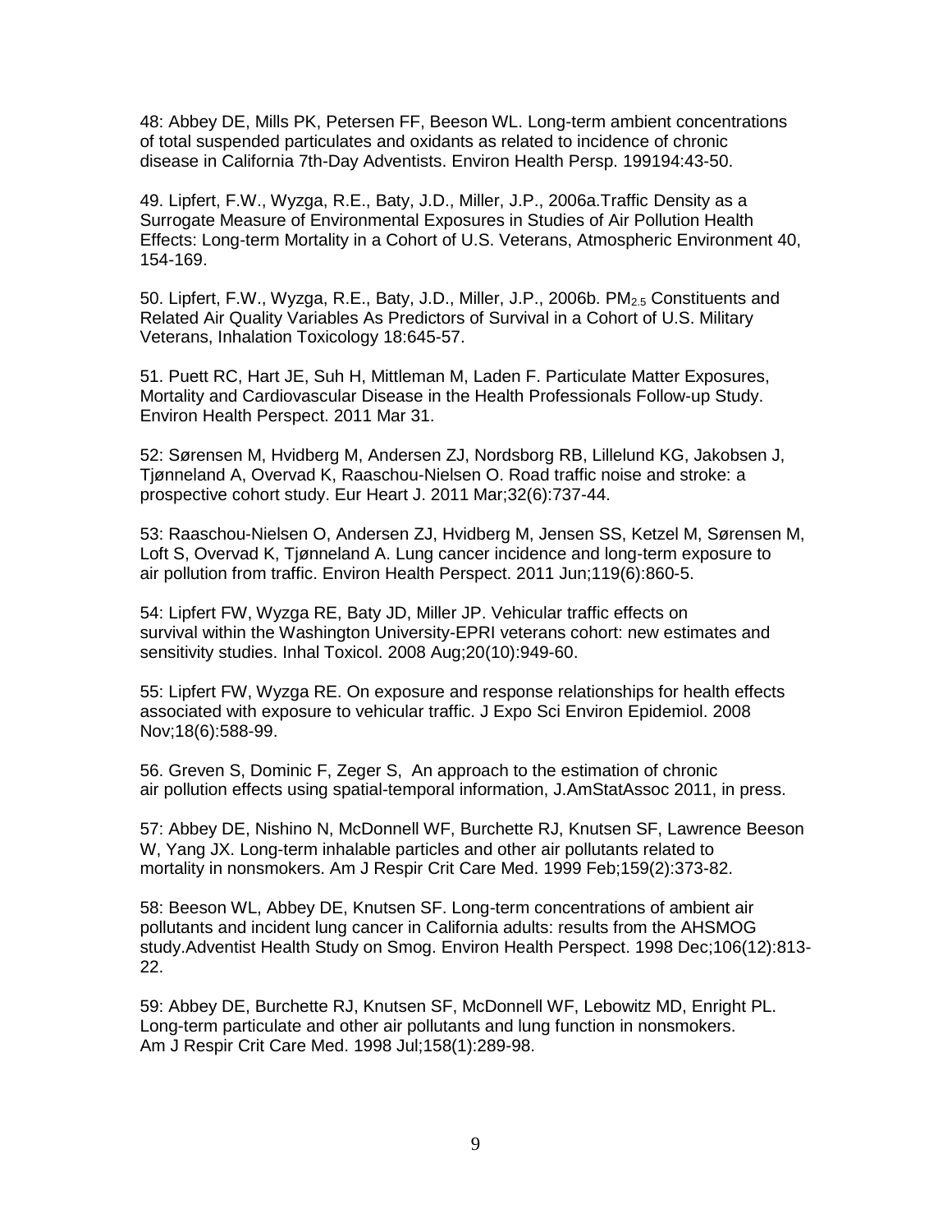48: Abbey DE, Mills PK, Petersen FF, Beeson WL. Long-term ambient concentrations of total suspended particulates and oxidants as related to incidence of chronic disease in California 7th-Day Adventists. Environ Health Persp. 199194:43-50.

49. Lipfert, F.W., Wyzga, R.E., Baty, J.D., Miller, J.P., 2006a.Traffic Density as a Surrogate Measure of Environmental Exposures in Studies of Air Pollution Health Effects: Long-term Mortality in a Cohort of U.S. Veterans, Atmospheric Environment 40, 154-169.

50. Lipfert, F.W., Wyzga, R.E., Baty, J.D., Miller, J.P., 2006b. $PM_{2.5}$ Constituents and Related Air Quality Variables As Predictors of Survival in a Cohort of U.S. Military Veterans, Inhalation Toxicology 18:645-57.

51. Puett RC, Hart JE, Suh H, Mittleman M, Laden F. Particulate Matter Exposures, Mortality and Cardiovascular Disease in the Health Professionals Follow-up Study. Environ Health Perspect. 2011 Mar 31.

52: Sørensen M, Hvidberg M, Andersen ZJ, Nordsborg RB, Lillelund KG, Jakobsen J, Tjønneland A, Overvad K, Raaschou-Nielsen O. Road traffic noise and stroke: a prospective cohort study. Eur Heart J. 2011 Mar;32(6):737-44.

53: Raaschou-Nielsen O, Andersen ZJ, Hvidberg M, Jensen SS, Ketzel M, Sørensen M, Loft S, Overvad K, Tjønneland A. Lung cancer incidence and long-term exposure to air pollution from traffic. Environ Health Perspect. 2011 Jun;119(6):860-5.

54: Lipfert FW, Wyzga RE, Baty JD, Miller JP. Vehicular traffic effects on survival within the Washington University-EPRI veterans cohort: new estimates and sensitivity studies. Inhal Toxicol. 2008 Aug;20(10):949-60.

55: Lipfert FW, Wyzga RE. On exposure and response relationships for health effects associated with exposure to vehicular traffic. J Expo Sci Environ Epidemiol. 2008 Nov;18(6):588-99.

56. Greven S, Dominic F, Zeger S, An approach to the estimation of chronic air pollution effects using spatial-temporal information, J.AmStatAssoc 2011, in press.

57: Abbey DE, Nishino N, McDonnell WF, Burchette RJ, Knutsen SF, Lawrence Beeson W, Yang JX. Long-term inhalable particles and other air pollutants related to mortality in nonsmokers. Am J Respir Crit Care Med. 1999 Feb;159(2):373-82.

58: Beeson WL, Abbey DE, Knutsen SF. Long-term concentrations of ambient air pollutants and incident lung cancer in California adults: results from the AHSMOG study.Adventist Health Study on Smog. Environ Health Perspect. 1998 Dec;106(12):813-22.

59: Abbey DE, Burchette RJ, Knutsen SF, McDonnell WF, Lebowitz MD, Enright PL. Long-term particulate and other air pollutants and lung function in nonsmokers. Am J Respir Crit Care Med. 1998 Jul;158(1):289-98.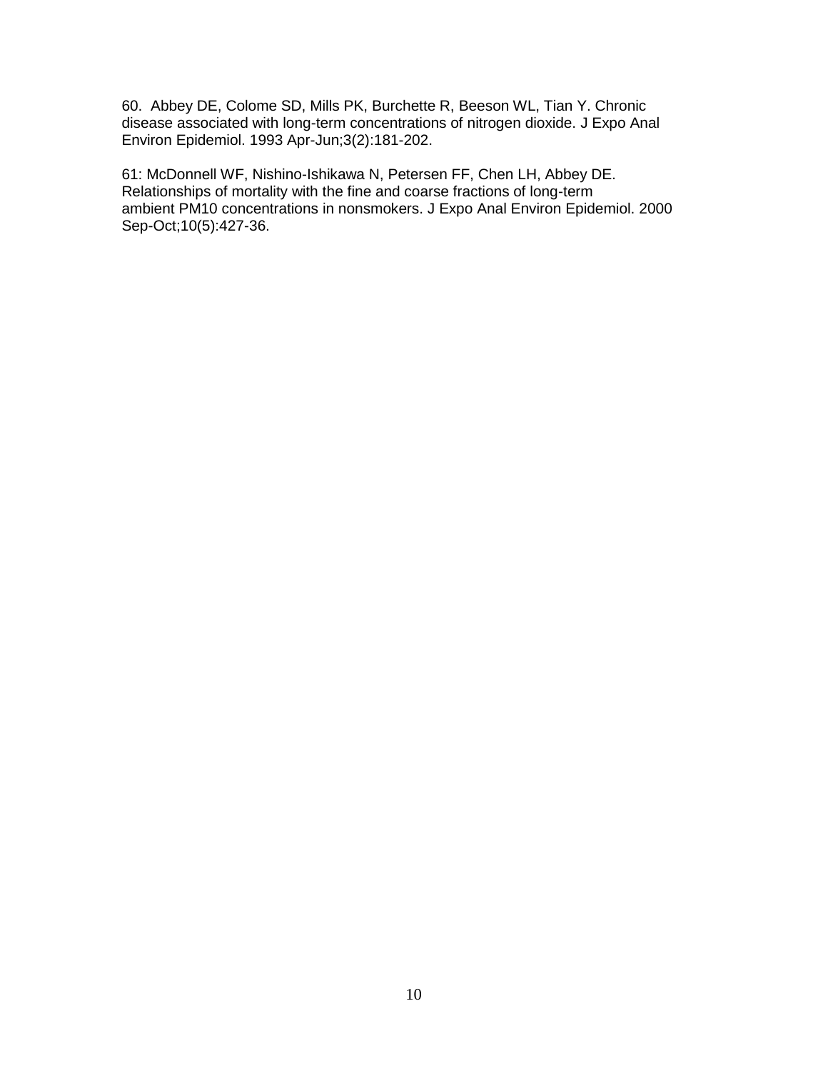60. Abbey DE, Colome SD, Mills PK, Burchette R, Beeson WL, Tian Y. Chronic disease associated with long-term concentrations of nitrogen dioxide. J Expo Anal Environ Epidemiol. 1993 Apr-Jun;3(2):181-202.

61: McDonnell WF, Nishino-Ishikawa N, Petersen FF, Chen LH, Abbey DE. Relationships of mortality with the fine and coarse fractions of long-term ambient PM10 concentrations in nonsmokers. J Expo Anal Environ Epidemiol. 2000 Sep-Oct;10(5):427-36.